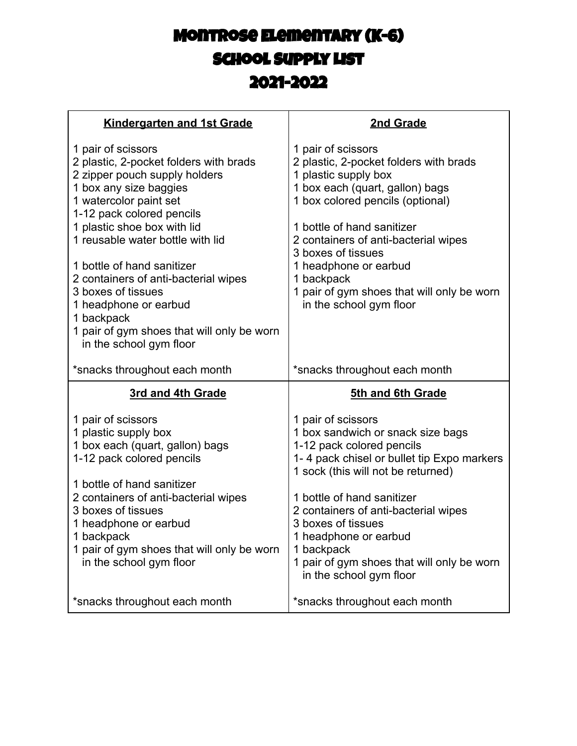# Montrose Elementary (K-6)
# School Supply List
# 2021-2022

## Kindergarten and 1st Grade

1 pair of scissors
2 plastic, 2-pocket folders with brads
2 zipper pouch supply holders
1 box any size baggies
1 watercolor paint set
1-12 pack colored pencils
1 plastic shoe box with lid
1 reusable water bottle with lid

1 bottle of hand sanitizer
2 containers of anti-bacterial wipes
3 boxes of tissues
1 headphone or earbud
1 backpack
1 pair of gym shoes that will only be worn in the school gym floor

*snacks throughout each month

## 2nd Grade

1 pair of scissors
2 plastic, 2-pocket folders with brads
1 plastic supply box
1 box each (quart, gallon) bags
1 box colored pencils (optional)

1 bottle of hand sanitizer
2 containers of anti-bacterial wipes
3 boxes of tissues
1 headphone or earbud
1 backpack
1 pair of gym shoes that will only be worn in the school gym floor

*snacks throughout each month

## 3rd and 4th Grade

1 pair of scissors
1 plastic supply box
1 box each (quart, gallon) bags
1-12 pack colored pencils

1 bottle of hand sanitizer
2 containers of anti-bacterial wipes
3 boxes of tissues
1 headphone or earbud
1 backpack
1 pair of gym shoes that will only be worn in the school gym floor

*snacks throughout each month

## 5th and 6th Grade

1 pair of scissors
1 box sandwich or snack size bags
1-12 pack colored pencils
1- 4 pack chisel or bullet tip Expo markers
1 sock (this will not be returned)

1 bottle of hand sanitizer
2 containers of anti-bacterial wipes
3 boxes of tissues
1 headphone or earbud
1 backpack
1 pair of gym shoes that will only be worn in the school gym floor

*snacks throughout each month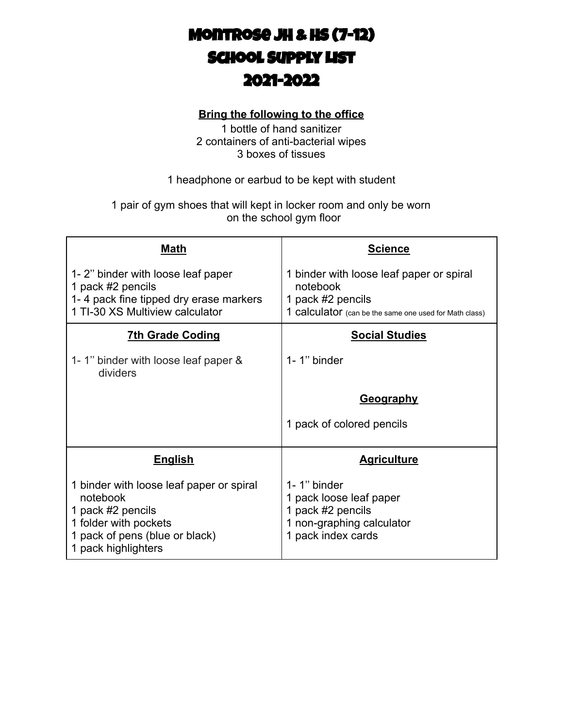# Montrose JH & HS (7-12)
# School Supply List
# 2021-2022

**Bring the following to the office**

1 bottle of hand sanitizer
2 containers of anti-bacterial wipes
3 boxes of tissues

1 headphone or earbud to be kept with student

1 pair of gym shoes that will kept in locker room and only be worn on the school gym floor

| | |
|---|---|
| **Math**<br><br>1- 2'' binder with loose leaf paper<br>1 pack #2 pencils<br>1- 4 pack fine tipped dry erase markers<br>1 TI-30 XS Multiview calculator | **Science**<br><br>1 binder with loose leaf paper or spiral notebook<br>1 pack #2 pencils<br>1 calculator (can be the same one used for Math class) |
| **7th Grade Coding**<br><br>1- 1'' binder with loose leaf paper & dividers | **Social Studies**<br><br>1- 1'' binder<br><br>**Geography**<br><br>1 pack of colored pencils |
| **English**<br><br>1 binder with loose leaf paper or spiral notebook<br>1 pack #2 pencils<br>1 folder with pockets<br>1 pack of pens (blue or black)<br>1 pack highlighters | **Agriculture**<br><br>1- 1'' binder<br>1 pack loose leaf paper<br>1 pack #2 pencils<br>1 non-graphing calculator<br>1 pack index cards |